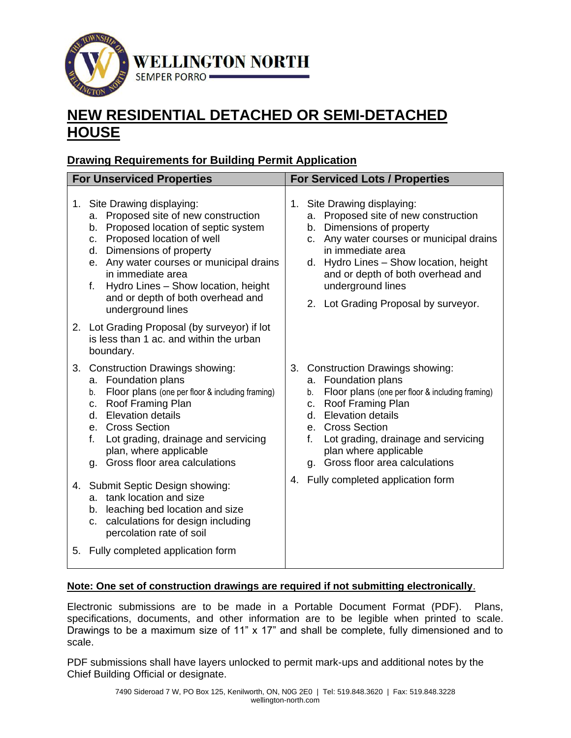WELLINGTON NORTH
SEMPER PORRO

# NEW RESIDENTIAL DETACHED OR SEMI-DETACHED HOUSE

## Drawing Requirements for Building Permit Application

| For Unserviced Properties | For Serviced Lots / Properties |
|---|---|
| 1. Site Drawing displaying:<br>a. Proposed site of new construction<br>b. Proposed location of septic system<br>c. Proposed location of well<br>d. Dimensions of property<br>e. Any water courses or municipal drains in immediate area<br>f. Hydro Lines – Show location, height and or depth of both overhead and underground lines | 1. Site Drawing displaying:<br>a. Proposed site of new construction<br>b. Dimensions of property<br>c. Any water courses or municipal drains in immediate area<br>d. Hydro Lines – Show location, height and or depth of both overhead and underground lines |
| 2. Lot Grading Proposal (by surveyor) if lot is less than 1 ac. and within the urban boundary. | 2. Lot Grading Proposal by surveyor. |
| 3. Construction Drawings showing:<br>a. Foundation plans<br>b. Floor plans (one per floor & including framing)<br>c. Roof Framing Plan<br>d. Elevation details<br>e. Cross Section<br>f. Lot grading, drainage and servicing plan, where applicable<br>g. Gross floor area calculations | 3. Construction Drawings showing:<br>a. Foundation plans<br>b. Floor plans (one per floor & including framing)<br>c. Roof Framing Plan<br>d. Elevation details<br>e. Cross Section<br>f. Lot grading, drainage and servicing plan where applicable<br>g. Gross floor area calculations |
| 4. Submit Septic Design showing:<br>a. tank location and size<br>b. leaching bed location and size<br>c. calculations for design including percolation rate of soil | 4. Fully completed application form |
| 5. Fully completed application form | |

**Note: One set of construction drawings are required if not submitting electronically.**

Electronic submissions are to be made in a Portable Document Format (PDF). Plans, specifications, documents, and other information are to be legible when printed to scale. Drawings to be a maximum size of 11" x 17" and shall be complete, fully dimensioned and to scale.

PDF submissions shall have layers unlocked to permit mark-ups and additional notes by the Chief Building Official or designate.

7490 Sideroad 7 W, PO Box 125, Kenilworth, ON, N0G 2E0 | Tel: 519.848.3620 | Fax: 519.848.3228
wellington-north.com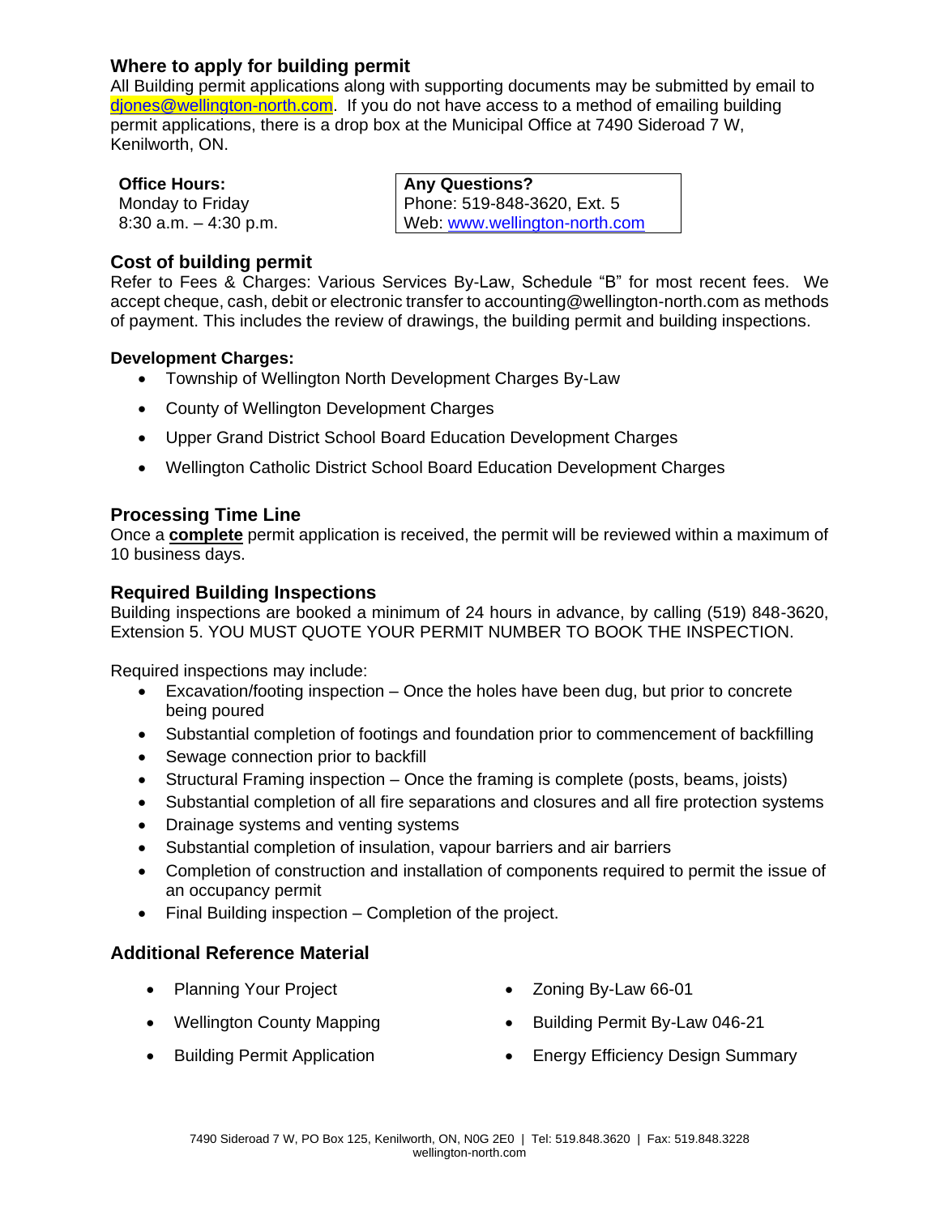## Where to apply for building permit

All Building permit applications along with supporting documents may be submitted by email to djones@wellington-north.com. If you do not have access to a method of emailing building permit applications, there is a drop box at the Municipal Office at 7490 Sideroad 7 W, Kenilworth, ON.

**Office Hours:**
Monday to Friday
8:30 a.m. – 4:30 p.m.

**Any Questions?**
Phone: 519-848-3620, Ext. 5
Web: www.wellington-north.com

## Cost of building permit

Refer to Fees & Charges: Various Services By-Law, Schedule "B" for most recent fees. We accept cheque, cash, debit or electronic transfer to accounting@wellington-north.com as methods of payment. This includes the review of drawings, the building permit and building inspections.

### Development Charges:

- Township of Wellington North Development Charges By-Law
- County of Wellington Development Charges
- Upper Grand District School Board Education Development Charges
- Wellington Catholic District School Board Education Development Charges

## Processing Time Line

Once a **complete** permit application is received, the permit will be reviewed within a maximum of 10 business days.

## Required Building Inspections

Building inspections are booked a minimum of 24 hours in advance, by calling (519) 848-3620, Extension 5. YOU MUST QUOTE YOUR PERMIT NUMBER TO BOOK THE INSPECTION.

Required inspections may include:

- Excavation/footing inspection – Once the holes have been dug, but prior to concrete being poured
- Substantial completion of footings and foundation prior to commencement of backfilling
- Sewage connection prior to backfill
- Structural Framing inspection – Once the framing is complete (posts, beams, joists)
- Substantial completion of all fire separations and closures and all fire protection systems
- Drainage systems and venting systems
- Substantial completion of insulation, vapour barriers and air barriers
- Completion of construction and installation of components required to permit the issue of an occupancy permit
- Final Building inspection – Completion of the project.

## Additional Reference Material

- Planning Your Project
- Wellington County Mapping
- Building Permit Application
- Zoning By-Law 66-01
- Building Permit By-Law 046-21
- Energy Efficiency Design Summary

7490 Sideroad 7 W, PO Box 125, Kenilworth, ON, N0G 2E0 | Tel: 519.848.3620 | Fax: 519.848.3228
wellington-north.com